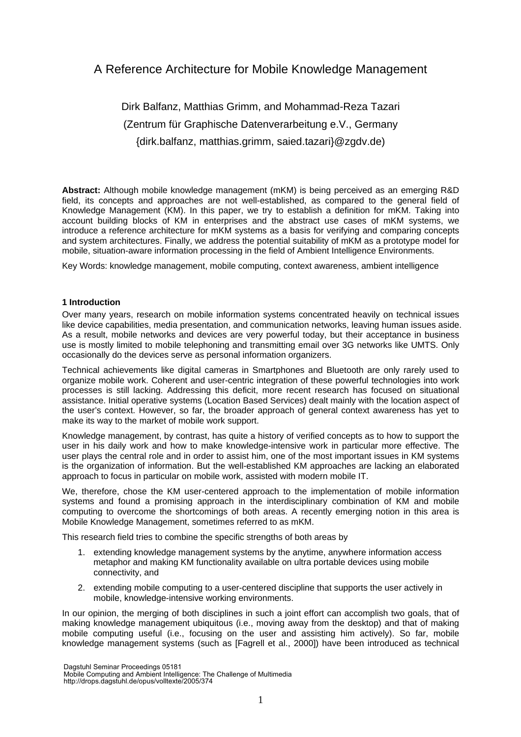# A Reference Architecture for Mobile Knowledge Management

Dirk Balfanz, Matthias Grimm, and Mohammad-Reza Tazari

(Zentrum für Graphische Datenverarbeitung e.V., Germany

{dirk.balfanz, matthias.grimm, saied.tazari}@zgdv.de)

**Abstract:** Although mobile knowledge management (mKM) is being perceived as an emerging R&D field, its concepts and approaches are not well-established, as compared to the general field of Knowledge Management (KM). In this paper, we try to establish a definition for mKM. Taking into account building blocks of KM in enterprises and the abstract use cases of mKM systems, we introduce a reference architecture for mKM systems as a basis for verifying and comparing concepts and system architectures. Finally, we address the potential suitability of mKM as a prototype model for mobile, situation-aware information processing in the field of Ambient Intelligence Environments.

Key Words: knowledge management, mobile computing, context awareness, ambient intelligence

## 1 Introduction

Over many years, research on mobile information systems concentrated heavily on technical issues like device capabilities, media presentation, and communication networks, leaving human issues aside. As a result, mobile networks and devices are very powerful today, but their acceptance in business use is mostly limited to mobile telephoning and transmitting email over 3G networks like UMTS. Only occasionally do the devices serve as personal information organizers.

Technical achievements like digital cameras in Smartphones and Bluetooth are only rarely used to organize mobile work. Coherent and user-centric integration of these powerful technologies into work processes is still lacking. Addressing this deficit, more recent research has focused on situational assistance. Initial operative systems (Location Based Services) dealt mainly with the location aspect of the user's context. However, so far, the broader approach of general context awareness has yet to make its way to the market of mobile work support.

Knowledge management, by contrast, has quite a history of verified concepts as to how to support the user in his daily work and how to make knowledge-intensive work in particular more effective. The user plays the central role and in order to assist him, one of the most important issues in KM systems is the organization of information. But the well-established KM approaches are lacking an elaborated approach to focus in particular on mobile work, assisted with modern mobile IT.

We, therefore, chose the KM user-centered approach to the implementation of mobile information systems and found a promising approach in the interdisciplinary combination of KM and mobile computing to overcome the shortcomings of both areas. A recently emerging notion in this area is Mobile Knowledge Management, sometimes referred to as mKM.

This research field tries to combine the specific strengths of both areas by

1. extending knowledge management systems by the anytime, anywhere information access metaphor and making KM functionality available on ultra portable devices using mobile connectivity, and
2. extending mobile computing to a user-centered discipline that supports the user actively in mobile, knowledge-intensive working environments.

In our opinion, the merging of both disciplines in such a joint effort can accomplish two goals, that of making knowledge management ubiquitous (i.e., moving away from the desktop) and that of making mobile computing useful (i.e., focusing on the user and assisting him actively). So far, mobile knowledge management systems (such as [Fagrell et al., 2000]) have been introduced as technical

Dagstuhl Seminar Proceedings 05181
Mobile Computing and Ambient Intelligence: The Challenge of Multimedia
http://drops.dagstuhl.de/opus/volltexte/2005/374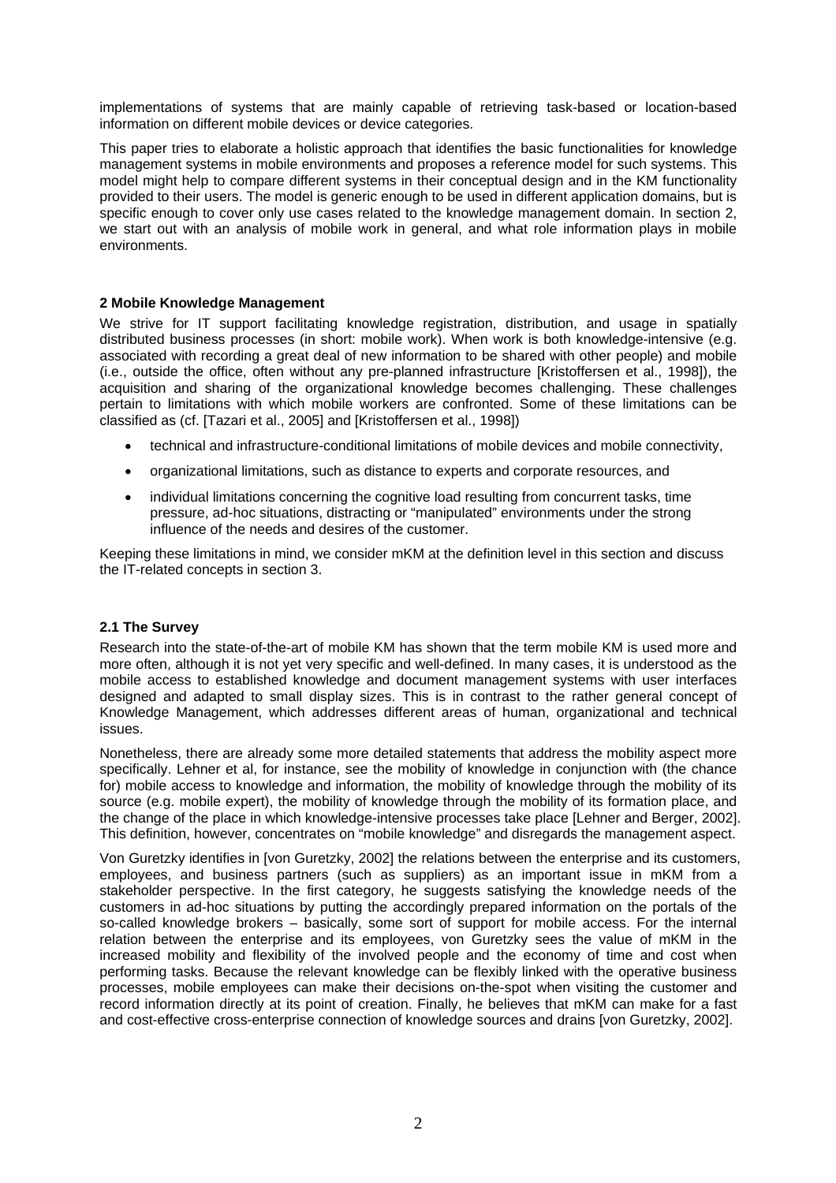implementations of systems that are mainly capable of retrieving task-based or location-based information on different mobile devices or device categories.

This paper tries to elaborate a holistic approach that identifies the basic functionalities for knowledge management systems in mobile environments and proposes a reference model for such systems. This model might help to compare different systems in their conceptual design and in the KM functionality provided to their users. The model is generic enough to be used in different application domains, but is specific enough to cover only use cases related to the knowledge management domain. In section 2, we start out with an analysis of mobile work in general, and what role information plays in mobile environments.

## 2 Mobile Knowledge Management

We strive for IT support facilitating knowledge registration, distribution, and usage in spatially distributed business processes (in short: mobile work). When work is both knowledge-intensive (e.g. associated with recording a great deal of new information to be shared with other people) and mobile (i.e., outside the office, often without any pre-planned infrastructure [Kristoffersen et al., 1998]), the acquisition and sharing of the organizational knowledge becomes challenging. These challenges pertain to limitations with which mobile workers are confronted. Some of these limitations can be classified as (cf. [Tazari et al., 2005] and [Kristoffersen et al., 1998])

- technical and infrastructure-conditional limitations of mobile devices and mobile connectivity,
- organizational limitations, such as distance to experts and corporate resources, and
- individual limitations concerning the cognitive load resulting from concurrent tasks, time pressure, ad-hoc situations, distracting or "manipulated" environments under the strong influence of the needs and desires of the customer.

Keeping these limitations in mind, we consider mKM at the definition level in this section and discuss the IT-related concepts in section 3.

### 2.1 The Survey

Research into the state-of-the-art of mobile KM has shown that the term mobile KM is used more and more often, although it is not yet very specific and well-defined. In many cases, it is understood as the mobile access to established knowledge and document management systems with user interfaces designed and adapted to small display sizes. This is in contrast to the rather general concept of Knowledge Management, which addresses different areas of human, organizational and technical issues.

Nonetheless, there are already some more detailed statements that address the mobility aspect more specifically. Lehner et al, for instance, see the mobility of knowledge in conjunction with (the chance for) mobile access to knowledge and information, the mobility of knowledge through the mobility of its source (e.g. mobile expert), the mobility of knowledge through the mobility of its formation place, and the change of the place in which knowledge-intensive processes take place [Lehner and Berger, 2002]. This definition, however, concentrates on "mobile knowledge" and disregards the management aspect.

Von Guretzky identifies in [von Guretzky, 2002] the relations between the enterprise and its customers, employees, and business partners (such as suppliers) as an important issue in mKM from a stakeholder perspective. In the first category, he suggests satisfying the knowledge needs of the customers in ad-hoc situations by putting the accordingly prepared information on the portals of the so-called knowledge brokers – basically, some sort of support for mobile access. For the internal relation between the enterprise and its employees, von Guretzky sees the value of mKM in the increased mobility and flexibility of the involved people and the economy of time and cost when performing tasks. Because the relevant knowledge can be flexibly linked with the operative business processes, mobile employees can make their decisions on-the-spot when visiting the customer and record information directly at its point of creation. Finally, he believes that mKM can make for a fast and cost-effective cross-enterprise connection of knowledge sources and drains [von Guretzky, 2002].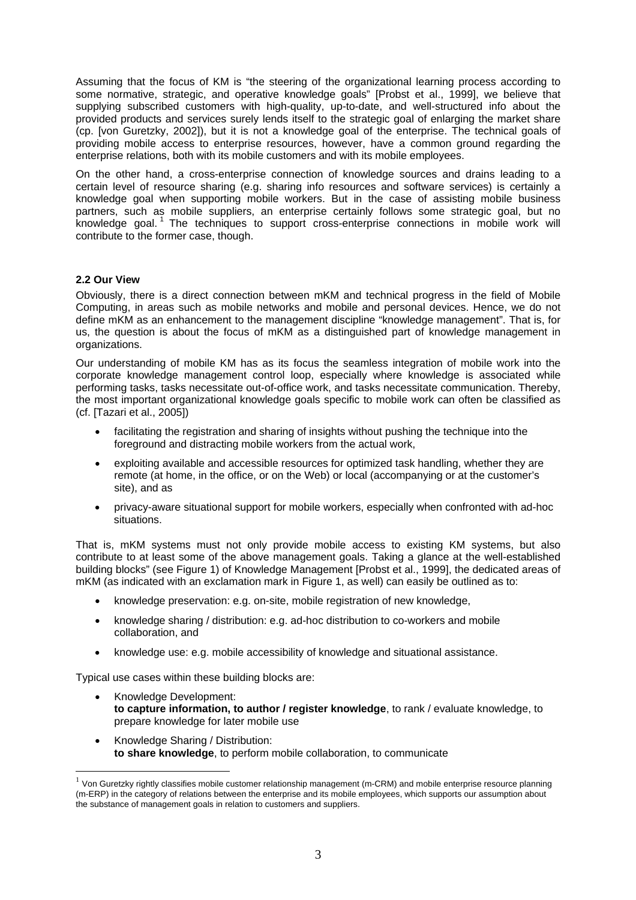Assuming that the focus of KM is "the steering of the organizational learning process according to some normative, strategic, and operative knowledge goals" [Probst et al., 1999], we believe that supplying subscribed customers with high-quality, up-to-date, and well-structured info about the provided products and services surely lends itself to the strategic goal of enlarging the market share (cp. [von Guretzky, 2002]), but it is not a knowledge goal of the enterprise. The technical goals of providing mobile access to enterprise resources, however, have a common ground regarding the enterprise relations, both with its mobile customers and with its mobile employees.

On the other hand, a cross-enterprise connection of knowledge sources and drains leading to a certain level of resource sharing (e.g. sharing info resources and software services) is certainly a knowledge goal when supporting mobile workers. But in the case of assisting mobile business partners, such as mobile suppliers, an enterprise certainly follows some strategic goal, but no knowledge goal. [1] The techniques to support cross-enterprise connections in mobile work will contribute to the former case, though.

### 2.2 Our View

Obviously, there is a direct connection between mKM and technical progress in the field of Mobile Computing, in areas such as mobile networks and mobile and personal devices. Hence, we do not define mKM as an enhancement to the management discipline "knowledge management". That is, for us, the question is about the focus of mKM as a distinguished part of knowledge management in organizations.

Our understanding of mobile KM has as its focus the seamless integration of mobile work into the corporate knowledge management control loop, especially where knowledge is associated while performing tasks, tasks necessitate out-of-office work, and tasks necessitate communication. Thereby, the most important organizational knowledge goals specific to mobile work can often be classified as (cf. [Tazari et al., 2005])

- facilitating the registration and sharing of insights without pushing the technique into the foreground and distracting mobile workers from the actual work,
- exploiting available and accessible resources for optimized task handling, whether they are remote (at home, in the office, or on the Web) or local (accompanying or at the customer's site), and as
- privacy-aware situational support for mobile workers, especially when confronted with ad-hoc situations.

That is, mKM systems must not only provide mobile access to existing KM systems, but also contribute to at least some of the above management goals. Taking a glance at the well-established building blocks" (see Figure 1) of Knowledge Management [Probst et al., 1999], the dedicated areas of mKM (as indicated with an exclamation mark in Figure 1, as well) can easily be outlined as to:

- knowledge preservation: e.g. on-site, mobile registration of new knowledge,
- knowledge sharing / distribution: e.g. ad-hoc distribution to co-workers and mobile collaboration, and
- knowledge use: e.g. mobile accessibility of knowledge and situational assistance.

Typical use cases within these building blocks are:

- Knowledge Development:
  **to capture information, to author / register knowledge**, to rank / evaluate knowledge, to prepare knowledge for later mobile use
- Knowledge Sharing / Distribution:
  **to share knowledge**, to perform mobile collaboration, to communicate

[1] Von Guretzky rightly classifies mobile customer relationship management (m-CRM) and mobile enterprise resource planning (m-ERP) in the category of relations between the enterprise and its mobile employees, which supports our assumption about the substance of management goals in relation to customers and suppliers.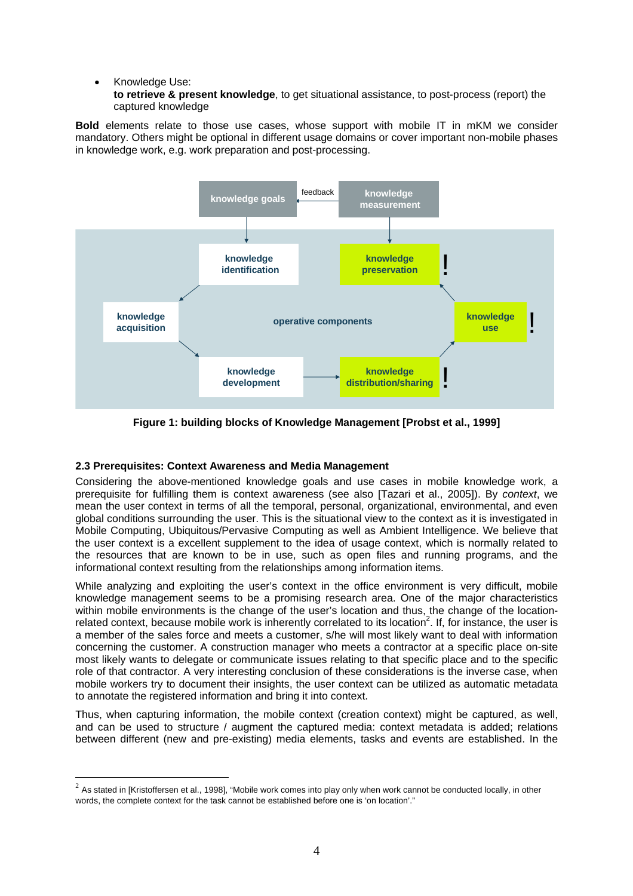- Knowledge Use:
  **to retrieve & present knowledge**, to get situational assistance, to post-process (report) the captured knowledge

**Bold** elements relate to those use cases, whose support with mobile IT in mKM we consider mandatory. Others might be optional in different usage domains or cover important non-mobile phases in knowledge work, e.g. work preparation and post-processing.

**Figure 1: building blocks of Knowledge Management [Probst et al., 1999]**

### 2.3 Prerequisites: Context Awareness and Media Management

Considering the above-mentioned knowledge goals and use cases in mobile knowledge work, a prerequisite for fulfilling them is context awareness (see also [Tazari et al., 2005]). By *context*, we mean the user context in terms of all the temporal, personal, organizational, environmental, and even global conditions surrounding the user. This is the situational view to the context as it is investigated in Mobile Computing, Ubiquitous/Pervasive Computing as well as Ambient Intelligence. We believe that the user context is a excellent supplement to the idea of usage context, which is normally related to the resources that are known to be in use, such as open files and running programs, and the informational context resulting from the relationships among information items.

While analyzing and exploiting the user's context in the office environment is very difficult, mobile knowledge management seems to be a promising research area. One of the major characteristics within mobile environments is the change of the user's location and thus, the change of the location-related context, because mobile work is inherently correlated to its location[2]. If, for instance, the user is a member of the sales force and meets a customer, s/he will most likely want to deal with information concerning the customer. A construction manager who meets a contractor at a specific place on-site most likely wants to delegate or communicate issues relating to that specific place and to the specific role of that contractor. A very interesting conclusion of these considerations is the inverse case, when mobile workers try to document their insights, the user context can be utilized as automatic metadata to annotate the registered information and bring it into context.

Thus, when capturing information, the mobile context (creation context) might be captured, as well, and can be used to structure / augment the captured media: context metadata is added; relations between different (new and pre-existing) media elements, tasks and events are established. In the

---

[2] As stated in [Kristoffersen et al., 1998], "Mobile work comes into play only when work cannot be conducted locally, in other words, the complete context for the task cannot be established before one is 'on location'."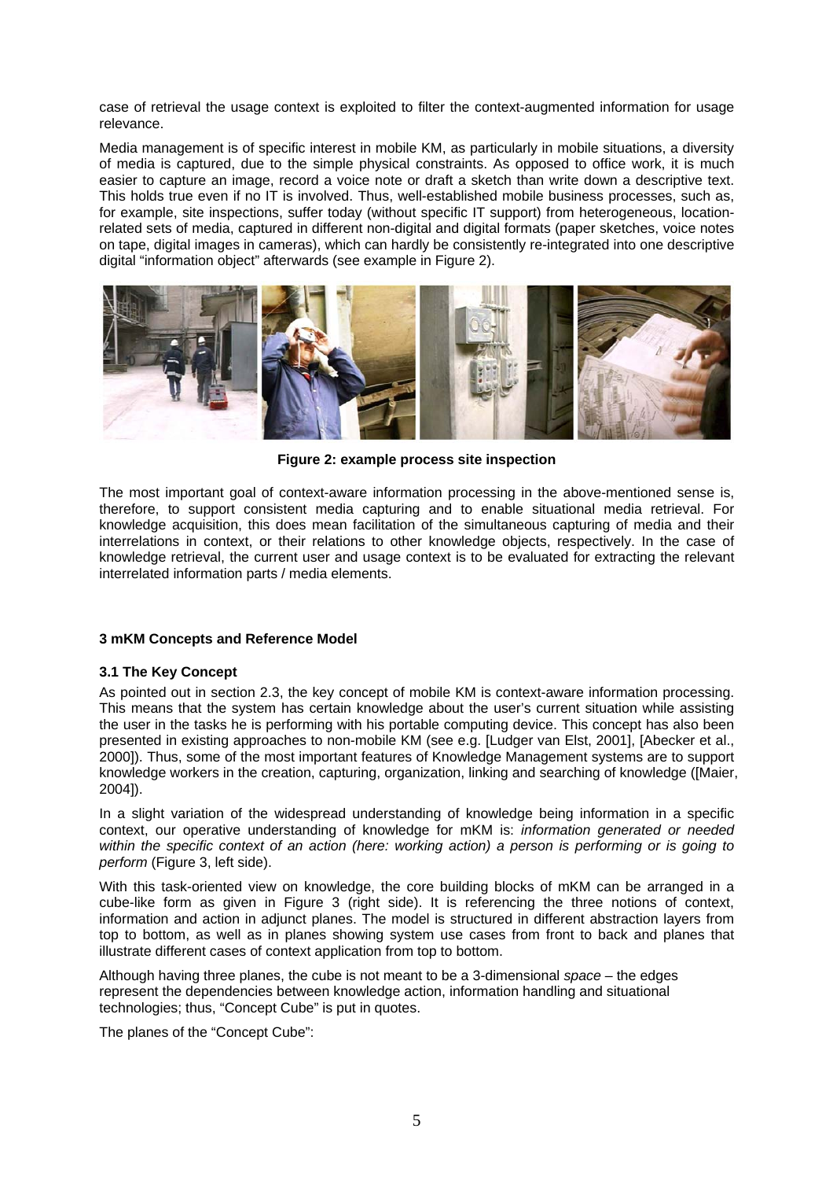case of retrieval the usage context is exploited to filter the context-augmented information for usage relevance.

Media management is of specific interest in mobile KM, as particularly in mobile situations, a diversity of media is captured, due to the simple physical constraints. As opposed to office work, it is much easier to capture an image, record a voice note or draft a sketch than write down a descriptive text. This holds true even if no IT is involved. Thus, well-established mobile business processes, such as, for example, site inspections, suffer today (without specific IT support) from heterogeneous, location-related sets of media, captured in different non-digital and digital formats (paper sketches, voice notes on tape, digital images in cameras), which can hardly be consistently re-integrated into one descriptive digital "information object" afterwards (see example in Figure 2).

**Figure 2: example process site inspection**

The most important goal of context-aware information processing in the above-mentioned sense is, therefore, to support consistent media capturing and to enable situational media retrieval. For knowledge acquisition, this does mean facilitation of the simultaneous capturing of media and their interrelations in context, or their relations to other knowledge objects, respectively. In the case of knowledge retrieval, the current user and usage context is to be evaluated for extracting the relevant interrelated information parts / media elements.

## 3 mKM Concepts and Reference Model

### 3.1 The Key Concept

As pointed out in section 2.3, the key concept of mobile KM is context-aware information processing. This means that the system has certain knowledge about the user's current situation while assisting the user in the tasks he is performing with his portable computing device. This concept has also been presented in existing approaches to non-mobile KM (see e.g. [Ludger van Elst, 2001], [Abecker et al., 2000]). Thus, some of the most important features of Knowledge Management systems are to support knowledge workers in the creation, capturing, organization, linking and searching of knowledge ([Maier, 2004]).

In a slight variation of the widespread understanding of knowledge being information in a specific context, our operative understanding of knowledge for mKM is: *information generated or needed within the specific context of an action (here: working action) a person is performing or is going to perform* (Figure 3, left side).

With this task-oriented view on knowledge, the core building blocks of mKM can be arranged in a cube-like form as given in Figure 3 (right side). It is referencing the three notions of context, information and action in adjunct planes. The model is structured in different abstraction layers from top to bottom, as well as in planes showing system use cases from front to back and planes that illustrate different cases of context application from top to bottom.

Although having three planes, the cube is not meant to be a 3-dimensional *space* – the edges represent the dependencies between knowledge action, information handling and situational technologies; thus, "Concept Cube" is put in quotes.

The planes of the "Concept Cube":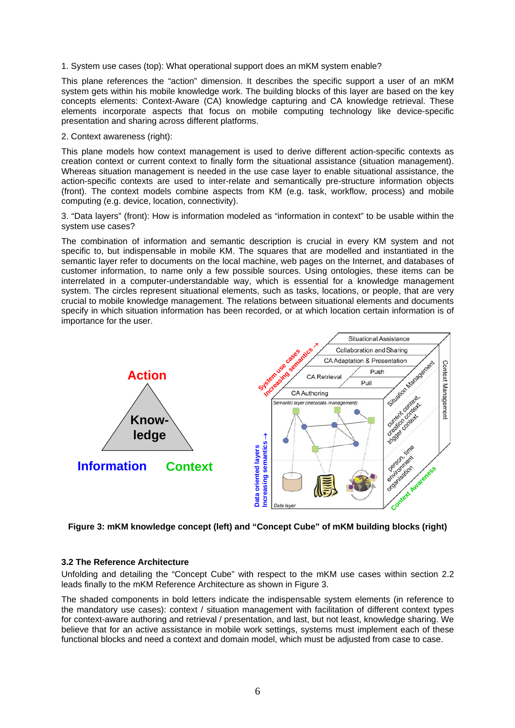1. System use cases (top): What operational support does an mKM system enable?

This plane references the "action" dimension. It describes the specific support a user of an mKM system gets within his mobile knowledge work. The building blocks of this layer are based on the key concepts elements: Context-Aware (CA) knowledge capturing and CA knowledge retrieval. These elements incorporate aspects that focus on mobile computing technology like device-specific presentation and sharing across different platforms.

2. Context awareness (right):

This plane models how context management is used to derive different action-specific contexts as creation context or current context to finally form the situational assistance (situation management). Whereas situation management is needed in the use case layer to enable situational assistance, the action-specific contexts are used to inter-relate and semantically pre-structure information objects (front). The context models combine aspects from KM (e.g. task, workflow, process) and mobile computing (e.g. device, location, connectivity).

3. "Data layers" (front): How is information modeled as "information in context" to be usable within the system use cases?

The combination of information and semantic description is crucial in every KM system and not specific to, but indispensable in mobile KM. The squares that are modelled and instantiated in the semantic layer refer to documents on the local machine, web pages on the Internet, and databases of customer information, to name only a few possible sources. Using ontologies, these items can be interrelated in a computer-understandable way, which is essential for a knowledge management system. The circles represent situational elements, such as tasks, locations, or people, that are very crucial to mobile knowledge management. The relations between situational elements and documents specify in which situation information has been recorded, or at which location certain information is of importance for the user.

**Figure 3: mKM knowledge concept (left) and "Concept Cube" of mKM building blocks (right)**

### 3.2 The Reference Architecture

Unfolding and detailing the "Concept Cube" with respect to the mKM use cases within section 2.2 leads finally to the mKM Reference Architecture as shown in Figure 3.

The shaded components in bold letters indicate the indispensable system elements (in reference to the mandatory use cases): context / situation management with facilitation of different context types for context-aware authoring and retrieval / presentation, and last, but not least, knowledge sharing. We believe that for an active assistance in mobile work settings, systems must implement each of these functional blocks and need a context and domain model, which must be adjusted from case to case.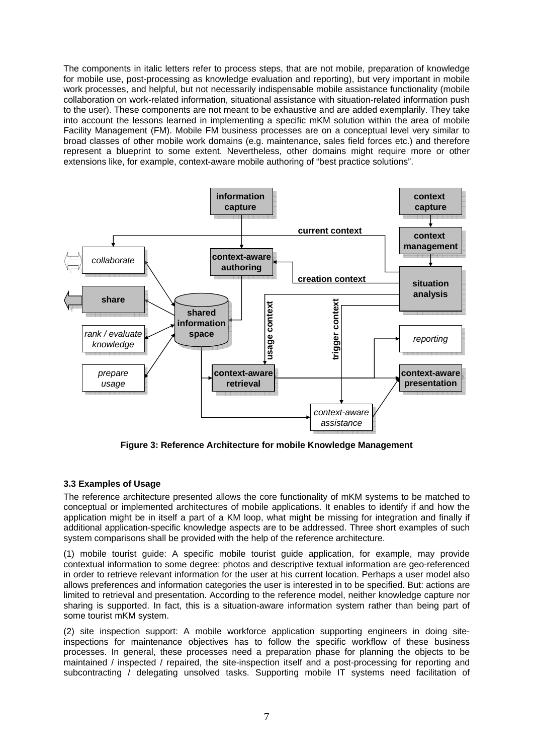The components in italic letters refer to process steps, that are not mobile, preparation of knowledge for mobile use, post-processing as knowledge evaluation and reporting), but very important in mobile work processes, and helpful, but not necessarily indispensable mobile assistance functionality (mobile collaboration on work-related information, situational assistance with situation-related information push to the user). These components are not meant to be exhaustive and are added exemplarily. They take into account the lessons learned in implementing a specific mKM solution within the area of mobile Facility Management (FM). Mobile FM business processes are on a conceptual level very similar to broad classes of other mobile work domains (e.g. maintenance, sales field forces etc.) and therefore represent a blueprint to some extent. Nevertheless, other domains might require more or other extensions like, for example, context-aware mobile authoring of "best practice solutions".

**Figure 3: Reference Architecture for mobile Knowledge Management**

### 3.3 Examples of Usage

The reference architecture presented allows the core functionality of mKM systems to be matched to conceptual or implemented architectures of mobile applications. It enables to identify if and how the application might be in itself a part of a KM loop, what might be missing for integration and finally if additional application-specific knowledge aspects are to be addressed. Three short examples of such system comparisons shall be provided with the help of the reference architecture.

(1) mobile tourist guide: A specific mobile tourist guide application, for example, may provide contextual information to some degree: photos and descriptive textual information are geo-referenced in order to retrieve relevant information for the user at his current location. Perhaps a user model also allows preferences and information categories the user is interested in to be specified. But: actions are limited to retrieval and presentation. According to the reference model, neither knowledge capture nor sharing is supported. In fact, this is a situation-aware information system rather than being part of some tourist mKM system.

(2) site inspection support: A mobile workforce application supporting engineers in doing site-inspections for maintenance objectives has to follow the specific workflow of these business processes. In general, these processes need a preparation phase for planning the objects to be maintained / inspected / repaired, the site-inspection itself and a post-processing for reporting and subcontracting / delegating unsolved tasks. Supporting mobile IT systems need facilitation of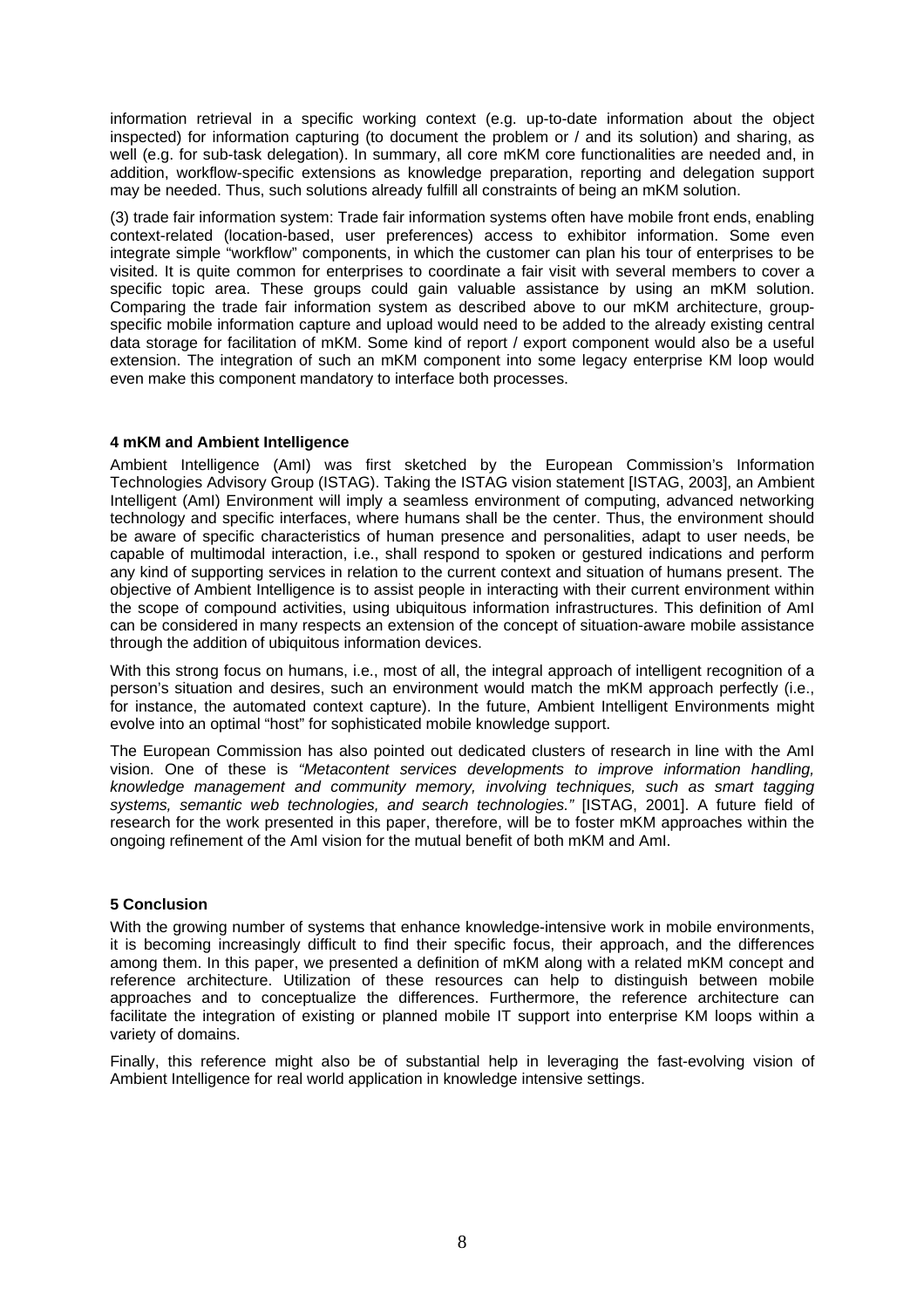information retrieval in a specific working context (e.g. up-to-date information about the object inspected) for information capturing (to document the problem or / and its solution) and sharing, as well (e.g. for sub-task delegation). In summary, all core mKM core functionalities are needed and, in addition, workflow-specific extensions as knowledge preparation, reporting and delegation support may be needed. Thus, such solutions already fulfill all constraints of being an mKM solution.

(3) trade fair information system: Trade fair information systems often have mobile front ends, enabling context-related (location-based, user preferences) access to exhibitor information. Some even integrate simple "workflow" components, in which the customer can plan his tour of enterprises to be visited. It is quite common for enterprises to coordinate a fair visit with several members to cover a specific topic area. These groups could gain valuable assistance by using an mKM solution. Comparing the trade fair information system as described above to our mKM architecture, group-specific mobile information capture and upload would need to be added to the already existing central data storage for facilitation of mKM. Some kind of report / export component would also be a useful extension. The integration of such an mKM component into some legacy enterprise KM loop would even make this component mandatory to interface both processes.

## 4 mKM and Ambient Intelligence

Ambient Intelligence (AmI) was first sketched by the European Commission's Information Technologies Advisory Group (ISTAG). Taking the ISTAG vision statement [ISTAG, 2003], an Ambient Intelligent (AmI) Environment will imply a seamless environment of computing, advanced networking technology and specific interfaces, where humans shall be the center. Thus, the environment should be aware of specific characteristics of human presence and personalities, adapt to user needs, be capable of multimodal interaction, i.e., shall respond to spoken or gestured indications and perform any kind of supporting services in relation to the current context and situation of humans present. The objective of Ambient Intelligence is to assist people in interacting with their current environment within the scope of compound activities, using ubiquitous information infrastructures. This definition of AmI can be considered in many respects an extension of the concept of situation-aware mobile assistance through the addition of ubiquitous information devices.

With this strong focus on humans, i.e., most of all, the integral approach of intelligent recognition of a person's situation and desires, such an environment would match the mKM approach perfectly (i.e., for instance, the automated context capture). In the future, Ambient Intelligent Environments might evolve into an optimal "host" for sophisticated mobile knowledge support.

The European Commission has also pointed out dedicated clusters of research in line with the AmI vision. One of these is *"Metacontent services developments to improve information handling, knowledge management and community memory, involving techniques, such as smart tagging systems, semantic web technologies, and search technologies."* [ISTAG, 2001]. A future field of research for the work presented in this paper, therefore, will be to foster mKM approaches within the ongoing refinement of the AmI vision for the mutual benefit of both mKM and AmI.

## 5 Conclusion

With the growing number of systems that enhance knowledge-intensive work in mobile environments, it is becoming increasingly difficult to find their specific focus, their approach, and the differences among them. In this paper, we presented a definition of mKM along with a related mKM concept and reference architecture. Utilization of these resources can help to distinguish between mobile approaches and to conceptualize the differences. Furthermore, the reference architecture can facilitate the integration of existing or planned mobile IT support into enterprise KM loops within a variety of domains.

Finally, this reference might also be of substantial help in leveraging the fast-evolving vision of Ambient Intelligence for real world application in knowledge intensive settings.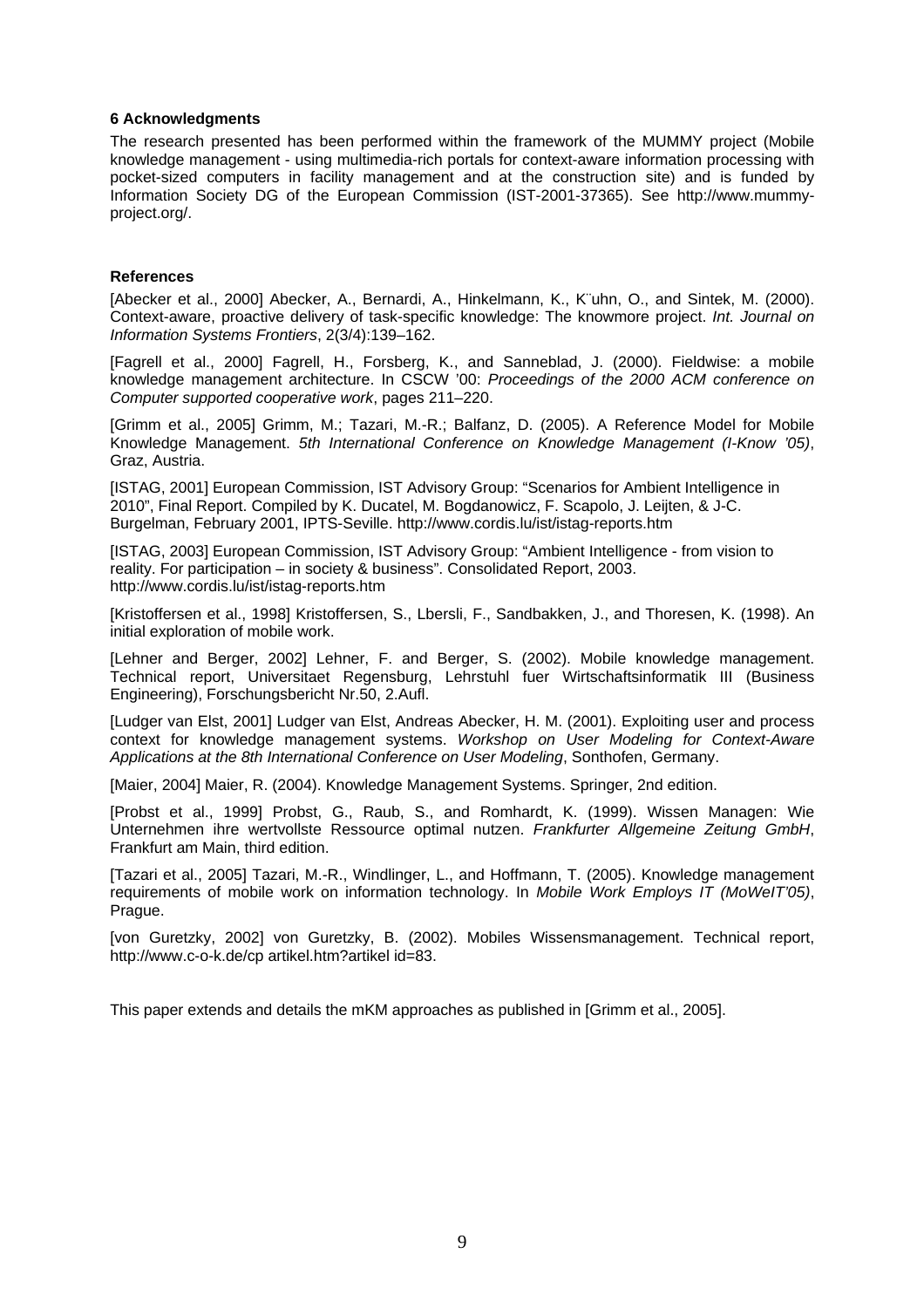### 6 Acknowledgments

The research presented has been performed within the framework of the MUMMY project (Mobile knowledge management - using multimedia-rich portals for context-aware information processing with pocket-sized computers in facility management and at the construction site) and is funded by Information Society DG of the European Commission (IST-2001-37365). See http://www.mummy-project.org/.

### References

[Abecker et al., 2000] Abecker, A., Bernardi, A., Hinkelmann, K., K¨uhn, O., and Sintek, M. (2000). Context-aware, proactive delivery of task-specific knowledge: The knowmore project. *Int. Journal on Information Systems Frontiers*, 2(3/4):139–162.

[Fagrell et al., 2000] Fagrell, H., Forsberg, K., and Sanneblad, J. (2000). Fieldwise: a mobile knowledge management architecture. In CSCW '00: *Proceedings of the 2000 ACM conference on Computer supported cooperative work*, pages 211–220.

[Grimm et al., 2005] Grimm, M.; Tazari, M.-R.; Balfanz, D. (2005). A Reference Model for Mobile Knowledge Management. *5th International Conference on Knowledge Management (I-Know '05)*, Graz, Austria.

[ISTAG, 2001] European Commission, IST Advisory Group: "Scenarios for Ambient Intelligence in 2010", Final Report. Compiled by K. Ducatel, M. Bogdanowicz, F. Scapolo, J. Leijten, & J-C. Burgelman, February 2001, IPTS-Seville. http://www.cordis.lu/ist/istag-reports.htm

[ISTAG, 2003] European Commission, IST Advisory Group: "Ambient Intelligence - from vision to reality. For participation – in society & business". Consolidated Report, 2003. http://www.cordis.lu/ist/istag-reports.htm

[Kristoffersen et al., 1998] Kristoffersen, S., Lbersli, F., Sandbakken, J., and Thoresen, K. (1998). An initial exploration of mobile work.

[Lehner and Berger, 2002] Lehner, F. and Berger, S. (2002). Mobile knowledge management. Technical report, Universitaet Regensburg, Lehrstuhl fuer Wirtschaftsinformatik III (Business Engineering), Forschungsbericht Nr.50, 2.Aufl.

[Ludger van Elst, 2001] Ludger van Elst, Andreas Abecker, H. M. (2001). Exploiting user and process context for knowledge management systems. *Workshop on User Modeling for Context-Aware Applications at the 8th International Conference on User Modeling*, Sonthofen, Germany.

[Maier, 2004] Maier, R. (2004). Knowledge Management Systems. Springer, 2nd edition.

[Probst et al., 1999] Probst, G., Raub, S., and Romhardt, K. (1999). Wissen Managen: Wie Unternehmen ihre wertvollste Ressource optimal nutzen. *Frankfurter Allgemeine Zeitung GmbH*, Frankfurt am Main, third edition.

[Tazari et al., 2005] Tazari, M.-R., Windlinger, L., and Hoffmann, T. (2005). Knowledge management requirements of mobile work on information technology. In *Mobile Work Employs IT (MoWeIT'05)*, Prague.

[von Guretzky, 2002] von Guretzky, B. (2002). Mobiles Wissensmanagement. Technical report, http://www.c-o-k.de/cp artikel.htm?artikel id=83.

This paper extends and details the mKM approaches as published in [Grimm et al., 2005].